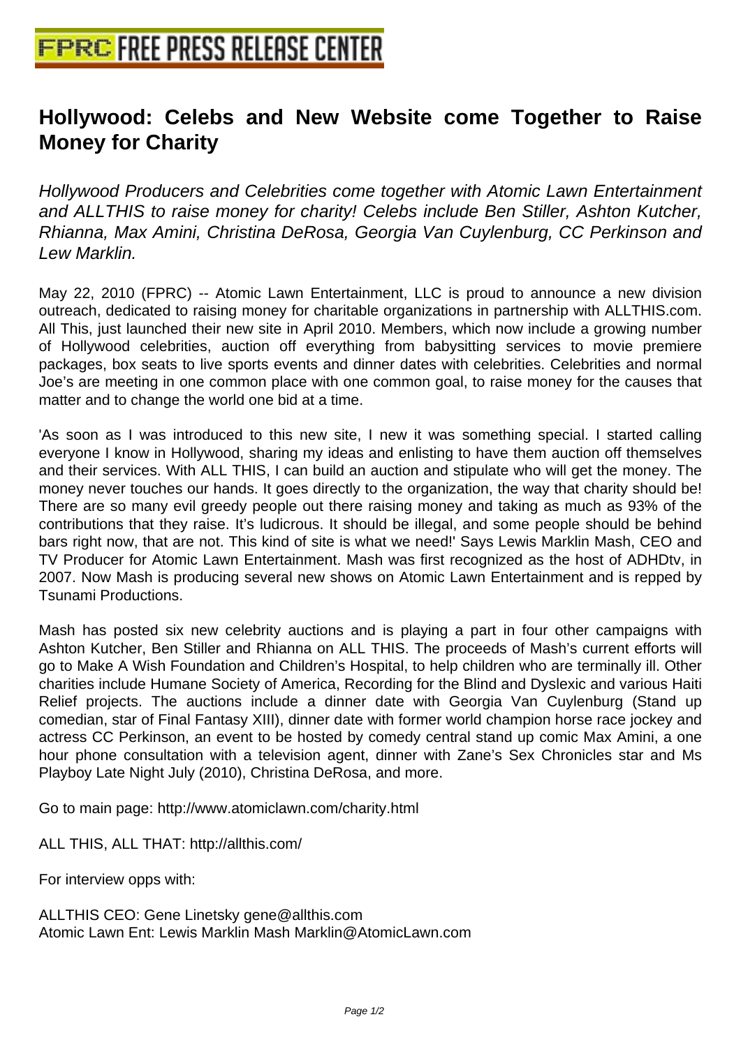# FPRC FREE PRESS RELEASE CENTER

## Hollywood: Celebs and New Website come Together to Raise Money for Charity

*Hollywood Producers and Celebrities come together with Atomic Lawn Entertainment and ALLTHIS to raise money for charity! Celebs include Ben Stiller, Ashton Kutcher, Rhianna, Max Amini, Christina DeRosa, Georgia Van Cuylenburg, CC Perkinson and Lew Marklin.*

May 22, 2010 (FPRC) -- Atomic Lawn Entertainment, LLC is proud to announce a new division outreach, dedicated to raising money for charitable organizations in partnership with ALLTHIS.com. All This, just launched their new site in April 2010. Members, which now include a growing number of Hollywood celebrities, auction off everything from babysitting services to movie premiere packages, box seats to live sports events and dinner dates with celebrities. Celebrities and normal Joe's are meeting in one common place with one common goal, to raise money for the causes that matter and to change the world one bid at a time.

'As soon as I was introduced to this new site, I new it was something special. I started calling everyone I know in Hollywood, sharing my ideas and enlisting to have them auction off themselves and their services. With ALL THIS, I can build an auction and stipulate who will get the money. The money never touches our hands. It goes directly to the organization, the way that charity should be! There are so many evil greedy people out there raising money and taking as much as 93% of the contributions that they raise. It's ludicrous. It should be illegal, and some people should be behind bars right now, that are not. This kind of site is what we need!' Says Lewis Marklin Mash, CEO and TV Producer for Atomic Lawn Entertainment. Mash was first recognized as the host of ADHDtv, in 2007. Now Mash is producing several new shows on Atomic Lawn Entertainment and is repped by Tsunami Productions.

Mash has posted six new celebrity auctions and is playing a part in four other campaigns with Ashton Kutcher, Ben Stiller and Rhianna on ALL THIS. The proceeds of Mash's current efforts will go to Make A Wish Foundation and Children's Hospital, to help children who are terminally ill. Other charities include Humane Society of America, Recording for the Blind and Dyslexic and various Haiti Relief projects. The auctions include a dinner date with Georgia Van Cuylenburg (Stand up comedian, star of Final Fantasy XIII), dinner date with former world champion horse race jockey and actress CC Perkinson, an event to be hosted by comedy central stand up comic Max Amini, a one hour phone consultation with a television agent, dinner with Zane's Sex Chronicles star and Ms Playboy Late Night July (2010), Christina DeRosa, and more.

Go to main page: http://www.atomiclawn.com/charity.html

ALL THIS, ALL THAT: http://allthis.com/

For interview opps with:

ALLTHIS CEO: Gene Linetsky gene@allthis.com
Atomic Lawn Ent: Lewis Marklin Mash Marklin@AtomicLawn.com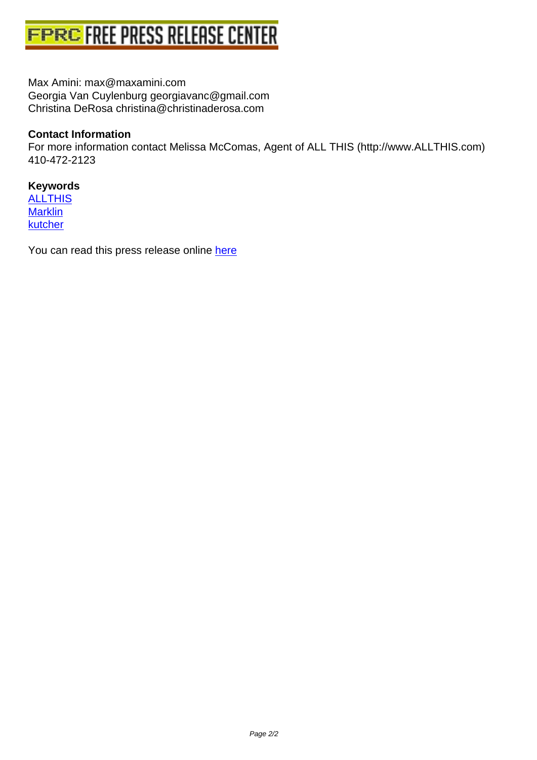Max Amini: max@maxamini.com
Georgia Van Cuylenburg georgiavanc@gmail.com
Christina DeRosa christina@christinaderosa.com

**Contact Information**
For more information contact Melissa McComas, Agent of ALL THIS (http://www.ALLTHIS.com)
410-472-2123

**Keywords**
ALLTHIS
Marklin
kutcher

You can read this press release online here